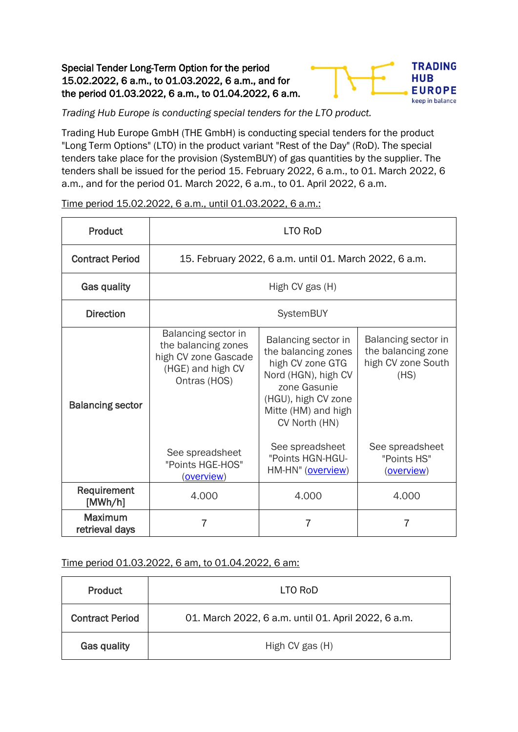**Special Tender Long-Term Option for the period 15.02.2022, 6 a.m., to 01.03.2022, 6 a.m., and for the period 01.03.2022, 6 a.m., to 01.04.2022, 6 a.m.**

*Trading Hub Europe is conducting special tenders for the LTO product.*

Trading Hub Europe GmbH (THE GmbH) is conducting special tenders for the product "Long Term Options" (LTO) in the product variant "Rest of the Day" (RoD). The special tenders take place for the provision (SystemBUY) of gas quantities by the supplier. The tenders shall be issued for the period 15. February 2022, 6 a.m., to 01. March 2022, 6 a.m., and for the period 01. March 2022, 6 a.m., to 01. April 2022, 6 a.m.

Time period 15.02.2022, 6 a.m., until 01.03.2022, 6 a.m.:

| **Product** | LTO RoD | | |
|---|---|---|---|
| **Contract Period** | 15. February 2022, 6 a.m. until 01. March 2022, 6 a.m. | | |
| **Gas quality** | High CV gas (H) | | |
| **Direction** | SystemBUY | | |
| **Balancing sector** | Balancing sector in the balancing zones high CV zone Gascade (HGE) and high CV Ontras (HOS)<br><br>See spreadsheet "Points HGE-HOS" (overview) | Balancing sector in the balancing zones high CV zone GTG Nord (HGN), high CV zone Gasunie (HGU), high CV zone Mitte (HM) and high CV North (HN)<br><br>See spreadsheet "Points HGN-HGU-HM-HN" (overview) | Balancing sector in the balancing zone high CV zone South (HS)<br><br>See spreadsheet "Points HS" (overview) |
| **Requirement [MWh/h]** | 4.000 | 4.000 | 4.000 |
| **Maximum retrieval days** | 7 | 7 | 7 |

Time period 01.03.2022, 6 am, to 01.04.2022, 6 am:

| **Product** | LTO RoD |
|---|---|
| **Contract Period** | 01. March 2022, 6 a.m. until 01. April 2022, 6 a.m. |
| **Gas quality** | High CV gas (H) |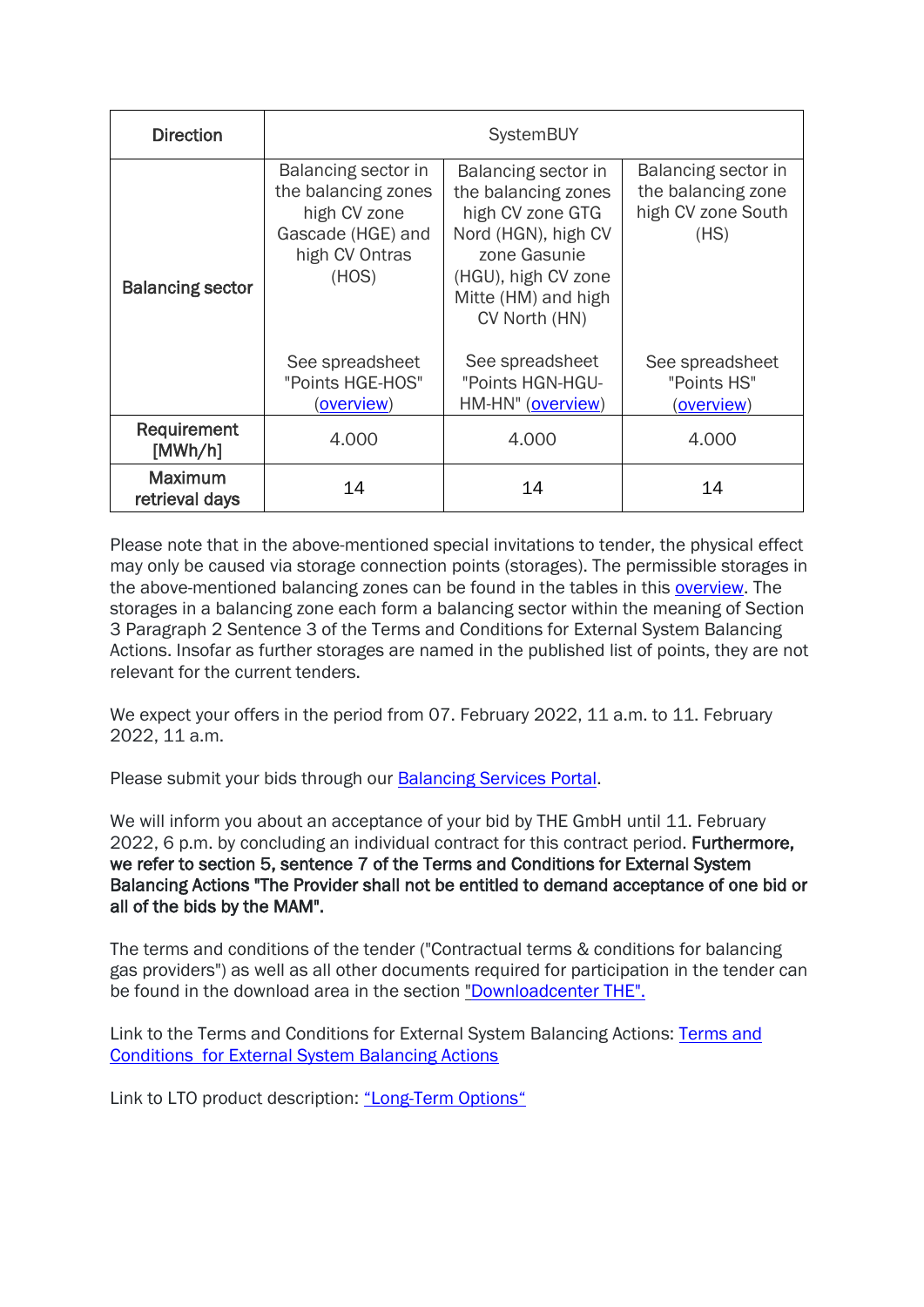| Direction | SystemBUY | | |
|---|---|---|---|
| Balancing sector | Balancing sector in the balancing zones high CV zone Gascade (HGE) and high CV Ontras (HOS)<br><br>See spreadsheet "Points HGE-HOS" (overview) | Balancing sector in the balancing zones high CV zone GTG Nord (HGN), high CV zone Gasunie (HGU), high CV zone Mitte (HM) and high CV North (HN)<br><br>See spreadsheet "Points HGN-HGU-HM-HN" (overview) | Balancing sector in the balancing zone high CV zone South (HS)<br><br>See spreadsheet "Points HS" (overview) |
| Requirement [MWh/h] | 4.000 | 4.000 | 4.000 |
| Maximum retrieval days | 14 | 14 | 14 |

Please note that in the above-mentioned special invitations to tender, the physical effect may only be caused via storage connection points (storages). The permissible storages in the above-mentioned balancing zones can be found in the tables in this overview. The storages in a balancing zone each form a balancing sector within the meaning of Section 3 Paragraph 2 Sentence 3 of the Terms and Conditions for External System Balancing Actions. Insofar as further storages are named in the published list of points, they are not relevant for the current tenders.

We expect your offers in the period from 07. February 2022, 11 a.m. to 11. February 2022, 11 a.m.

Please submit your bids through our Balancing Services Portal.

We will inform you about an acceptance of your bid by THE GmbH until 11. February 2022, 6 p.m. by concluding an individual contract for this contract period. **Furthermore, we refer to section 5, sentence 7 of the Terms and Conditions for External System Balancing Actions "The Provider shall not be entitled to demand acceptance of one bid or all of the bids by the MAM".**

The terms and conditions of the tender ("Contractual terms & conditions for balancing gas providers") as well as all other documents required for participation in the tender can be found in the download area in the section "Downloadcenter THE".

Link to the Terms and Conditions for External System Balancing Actions: Terms and Conditions for External System Balancing Actions

Link to LTO product description: "Long-Term Options"